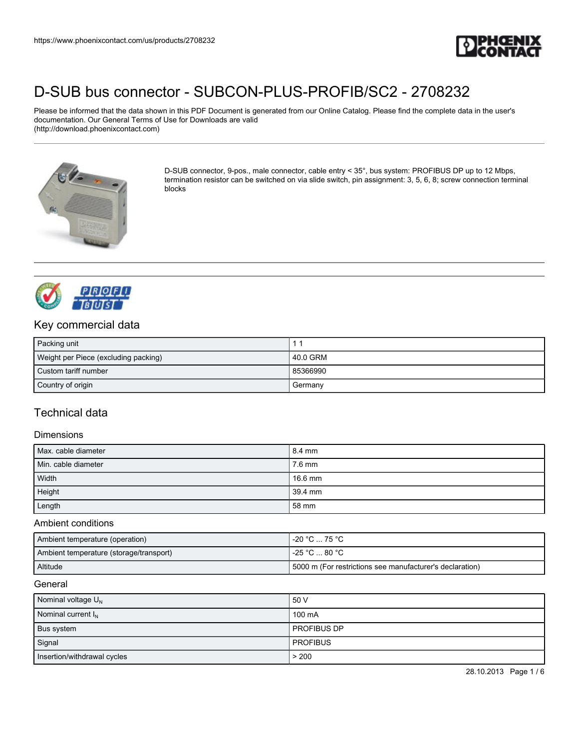# D-SUB bus connector - SUBCON-PLUS-PROFIB/SC2 - 2708232

Please be informed that the data shown in this PDF Document is generated from our Online Catalog. Please find the complete data in the user's documentation. Our General Terms of Use for Downloads are valid (http://download.phoenixcontact.com)

D-SUB connector, 9-pos., male connector, cable entry < 35°, bus system: PROFIBUS DP up to 12 Mbps, termination resistor can be switched on via slide switch, pin assignment: 3, 5, 6, 8; screw connection terminal blocks

## Key commercial data

| | |
|---|---|
| Packing unit | 1 1 |
| Weight per Piece (excluding packing) | 40.0 GRM |
| Custom tariff number | 85366990 |
| Country of origin | Germany |

## Technical data

### Dimensions

| | |
|---|---|
| Max. cable diameter | 8.4 mm |
| Min. cable diameter | 7.6 mm |
| Width | 16.6 mm |
| Height | 39.4 mm |
| Length | 58 mm |

### Ambient conditions

| | |
|---|---|
| Ambient temperature (operation) | -20 °C ... 75 °C |
| Ambient temperature (storage/transport) | -25 °C ... 80 °C |
| Altitude | 5000 m (For restrictions see manufacturer's declaration) |

### General

| | |
|---|---|
| Nominal voltage $U_N$ | 50 V |
| Nominal current $I_N$ | 100 mA |
| Bus system | PROFIBUS DP |
| Signal | PROFIBUS |
| Insertion/withdrawal cycles | > 200 |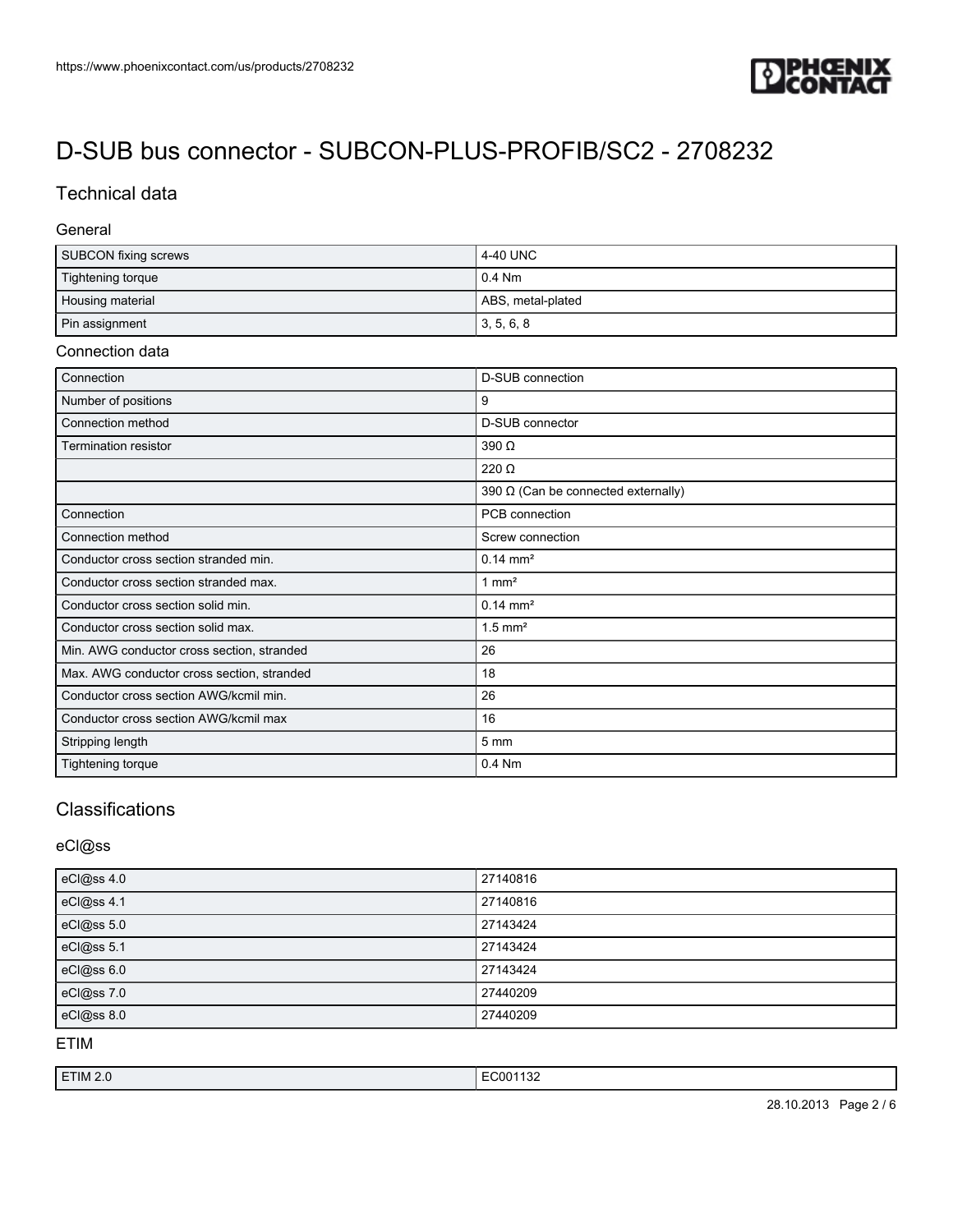# D-SUB bus connector - SUBCON-PLUS-PROFIB/SC2 - 2708232

## Technical data

### General

| | |
|---|---|
| SUBCON fixing screws | 4-40 UNC |
| Tightening torque | 0.4 Nm |
| Housing material | ABS, metal-plated |
| Pin assignment | 3, 5, 6, 8 |

### Connection data

| | |
|---|---|
| Connection | D-SUB connection |
| Number of positions | 9 |
| Connection method | D-SUB connector |
| Termination resistor | 390 Ω |
| | 220 Ω |
| | 390 Ω (Can be connected externally) |
| Connection | PCB connection |
| Connection method | Screw connection |
| Conductor cross section stranded min. | 0.14 mm² |
| Conductor cross section stranded max. | 1 mm² |
| Conductor cross section solid min. | 0.14 mm² |
| Conductor cross section solid max. | 1.5 mm² |
| Min. AWG conductor cross section, stranded | 26 |
| Max. AWG conductor cross section, stranded | 18 |
| Conductor cross section AWG/kcmil min. | 26 |
| Conductor cross section AWG/kcmil max | 16 |
| Stripping length | 5 mm |
| Tightening torque | 0.4 Nm |

## Classifications

### eCl@ss

| | |
|---|---|
| eCl@ss 4.0 | 27140816 |
| eCl@ss 4.1 | 27140816 |
| eCl@ss 5.0 | 27143424 |
| eCl@ss 5.1 | 27143424 |
| eCl@ss 6.0 | 27143424 |
| eCl@ss 7.0 | 27440209 |
| eCl@ss 8.0 | 27440209 |

### ETIM

| | |
|---|---|
| ETIM 2.0 | EC001132 |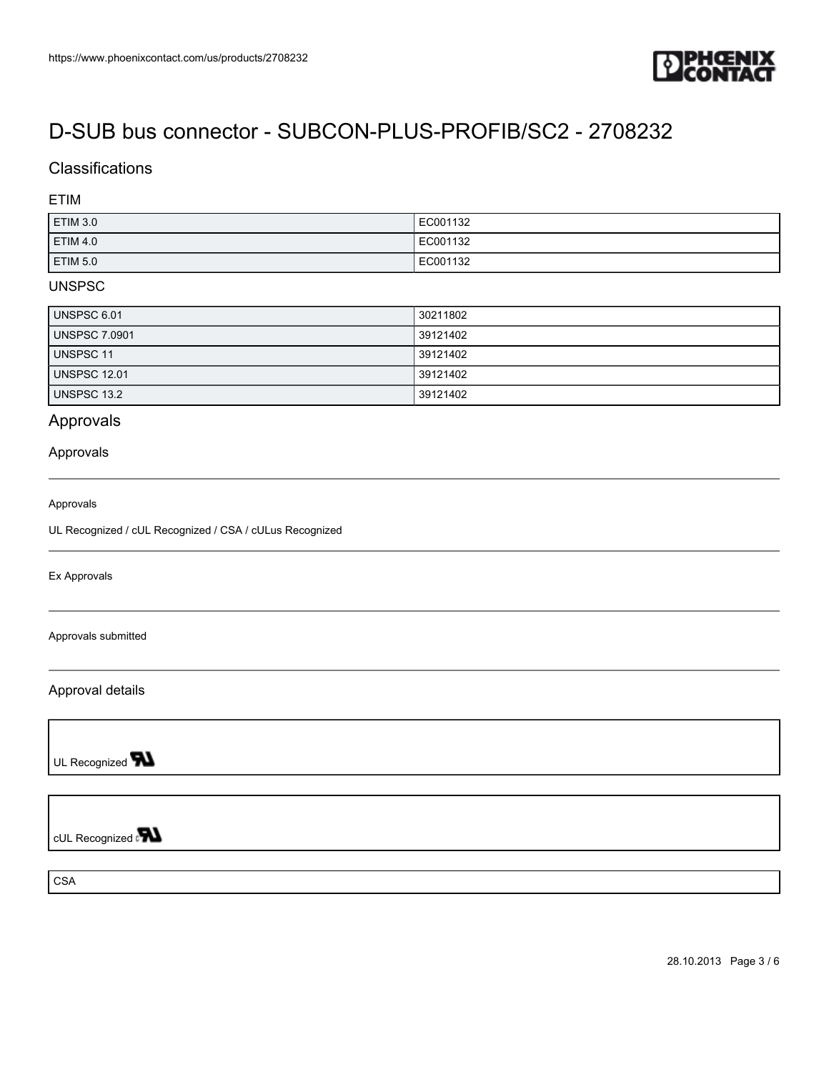# D-SUB bus connector - SUBCON-PLUS-PROFIB/SC2 - 2708232

## Classifications

### ETIM

| | |
|---|---|
| ETIM 3.0 | EC001132 |
| ETIM 4.0 | EC001132 |
| ETIM 5.0 | EC001132 |

### UNSPSC

| | |
|---|---|
| UNSPSC 6.01 | 30211802 |
| UNSPSC 7.0901 | 39121402 |
| UNSPSC 11 | 39121402 |
| UNSPSC 12.01 | 39121402 |
| UNSPSC 13.2 | 39121402 |

## Approvals

### Approvals

Approvals

UL Recognized / cUL Recognized / CSA / cULus Recognized

Ex Approvals

Approvals submitted

### Approval details

UL Recognized

cUL Recognized

CSA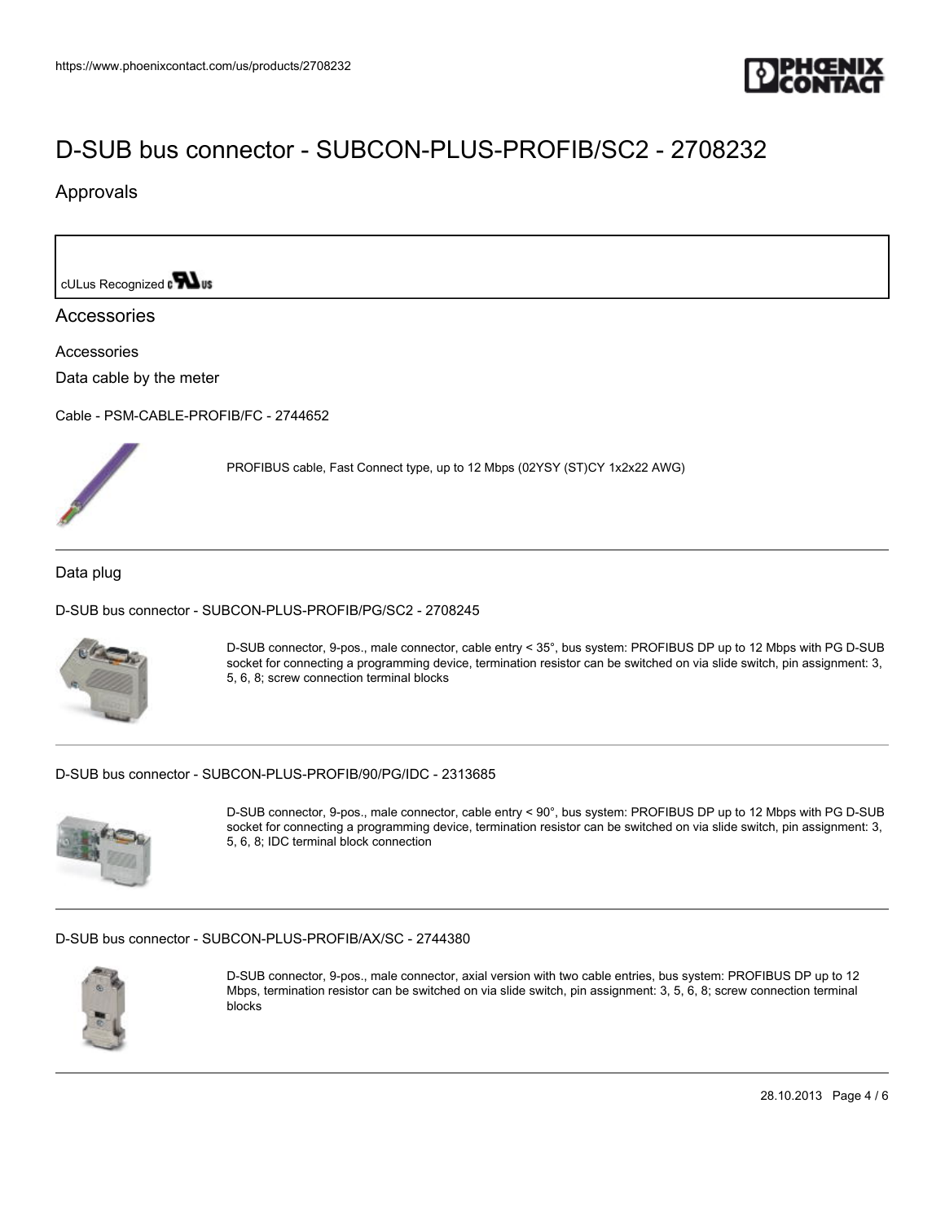# D-SUB bus connector - SUBCON-PLUS-PROFIB/SC2 - 2708232

## Approvals

cULus Recognized

## Accessories

Accessories

Data cable by the meter

Cable - PSM-CABLE-PROFIB/FC - 2744652

PROFIBUS cable, Fast Connect type, up to 12 Mbps (02YSY (ST)CY 1x2x22 AWG)

---

Data plug

D-SUB bus connector - SUBCON-PLUS-PROFIB/PG/SC2 - 2708245

D-SUB connector, 9-pos., male connector, cable entry < 35°, bus system: PROFIBUS DP up to 12 Mbps with PG D-SUB socket for connecting a programming device, termination resistor can be switched on via slide switch, pin assignment: 3, 5, 6, 8; screw connection terminal blocks

---

D-SUB bus connector - SUBCON-PLUS-PROFIB/90/PG/IDC - 2313685

D-SUB connector, 9-pos., male connector, cable entry < 90°, bus system: PROFIBUS DP up to 12 Mbps with PG D-SUB socket for connecting a programming device, termination resistor can be switched on via slide switch, pin assignment: 3, 5, 6, 8; IDC terminal block connection

---

D-SUB bus connector - SUBCON-PLUS-PROFIB/AX/SC - 2744380

D-SUB connector, 9-pos., male connector, axial version with two cable entries, bus system: PROFIBUS DP up to 12 Mbps, termination resistor can be switched on via slide switch, pin assignment: 3, 5, 6, 8; screw connection terminal blocks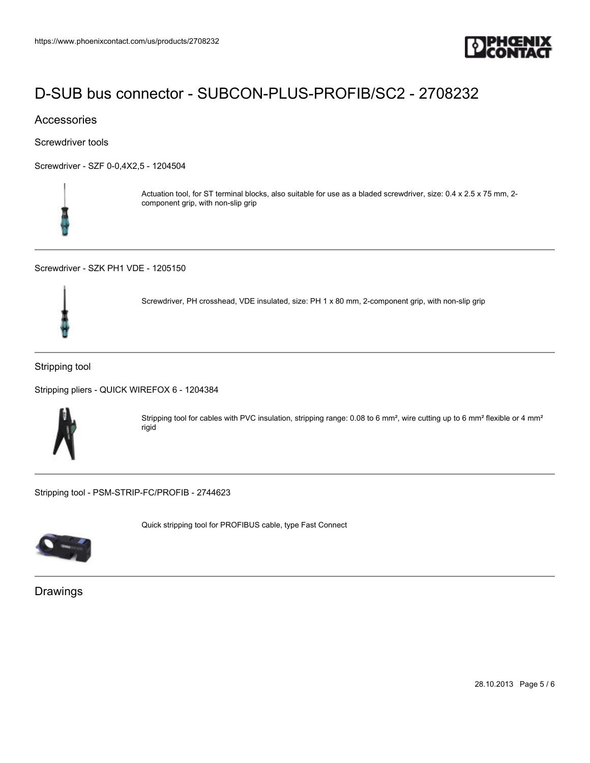# D-SUB bus connector - SUBCON-PLUS-PROFIB/SC2 - 2708232

## Accessories

### Screwdriver tools

Screwdriver - SZF 0-0,4X2,5 - 1204504

Actuation tool, for ST terminal blocks, also suitable for use as a bladed screwdriver, size: 0.4 x 2.5 x 75 mm, 2-component grip, with non-slip grip

---

Screwdriver - SZK PH1 VDE - 1205150

Screwdriver, PH crosshead, VDE insulated, size: PH 1 x 80 mm, 2-component grip, with non-slip grip

---

### Stripping tool

Stripping pliers - QUICK WIREFOX 6 - 1204384

Stripping tool for cables with PVC insulation, stripping range: 0.08 to 6 mm², wire cutting up to 6 mm² flexible or 4 mm² rigid

---

Stripping tool - PSM-STRIP-FC/PROFIB - 2744623

Quick stripping tool for PROFIBUS cable, type Fast Connect

---

## Drawings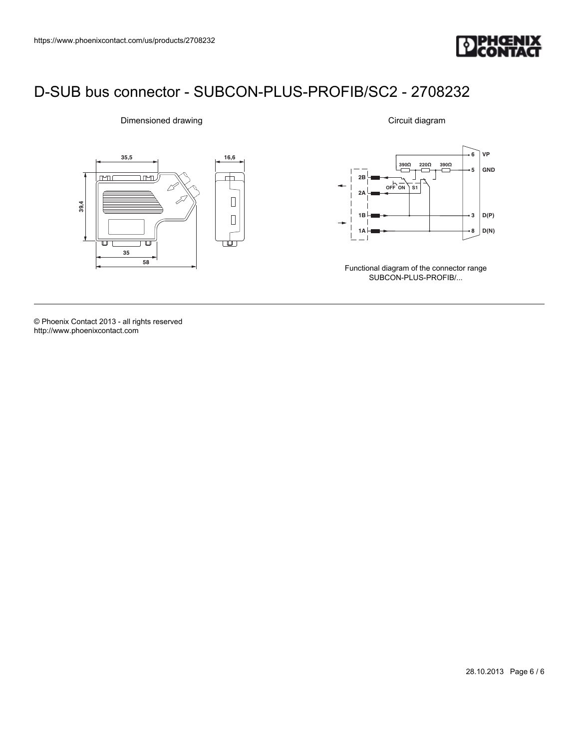# D-SUB bus connector - SUBCON-PLUS-PROFIB/SC2 - 2708232

Dimensioned drawing

35,5

16,6

39,4

35

58

Circuit diagram

6 VP

390Ω 220Ω 390Ω

5 GND

2B

OFF ON S1

2A

1B

3 D(P)

1A

8 D(N)

Functional diagram of the connector range SUBCON-PLUS-PROFIB/...

© Phoenix Contact 2013 - all rights reserved
http://www.phoenixcontact.com